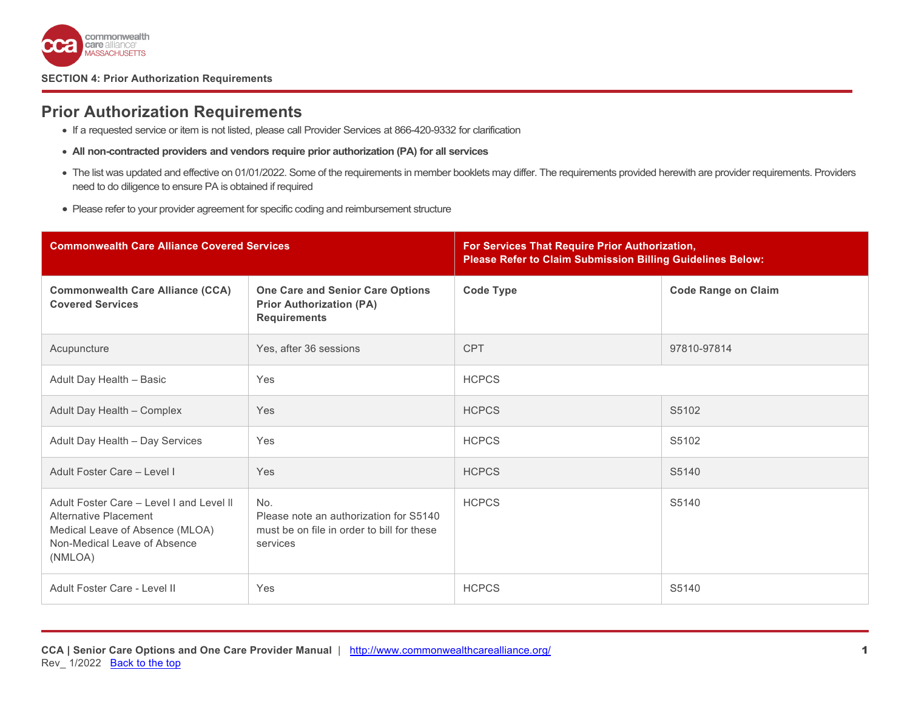**SECTION 4: Prior Authorization Requirements**

# Prior Authorization Requirements

- If a requested service or item is not listed, please call Provider Services at 866-420-9332 for clarification
- **All non-contracted providers and vendors require prior authorization (PA) for all services**
- The list was updated and effective on 01/01/2022. Some of the requirements in member booklets may differ. The requirements provided herewith are provider requirements. Providers need to do diligence to ensure PA is obtained if required
- Please refer to your provider agreement for specific coding and reimbursement structure

| Commonwealth Care Alliance Covered Services | | For Services That Require Prior Authorization, Please Refer to Claim Submission Billing Guidelines Below: | |
|---|---|---|---|
| **Commonwealth Care Alliance (CCA) Covered Services** | **One Care and Senior Care Options Prior Authorization (PA) Requirements** | **Code Type** | **Code Range on Claim** |
| Acupuncture | Yes, after 36 sessions | CPT | 97810-97814 |
| Adult Day Health – Basic | Yes | HCPCS | |
| Adult Day Health – Complex | Yes | HCPCS | S5102 |
| Adult Day Health – Day Services | Yes | HCPCS | S5102 |
| Adult Foster Care – Level I | Yes | HCPCS | S5140 |
| Adult Foster Care – Level I and Level II Alternative Placement Medical Leave of Absence (MLOA) Non-Medical Leave of Absence (NMLOA) | No. Please note an authorization for S5140 must be on file in order to bill for these services | HCPCS | S5140 |
| Adult Foster Care - Level II | Yes | HCPCS | S5140 |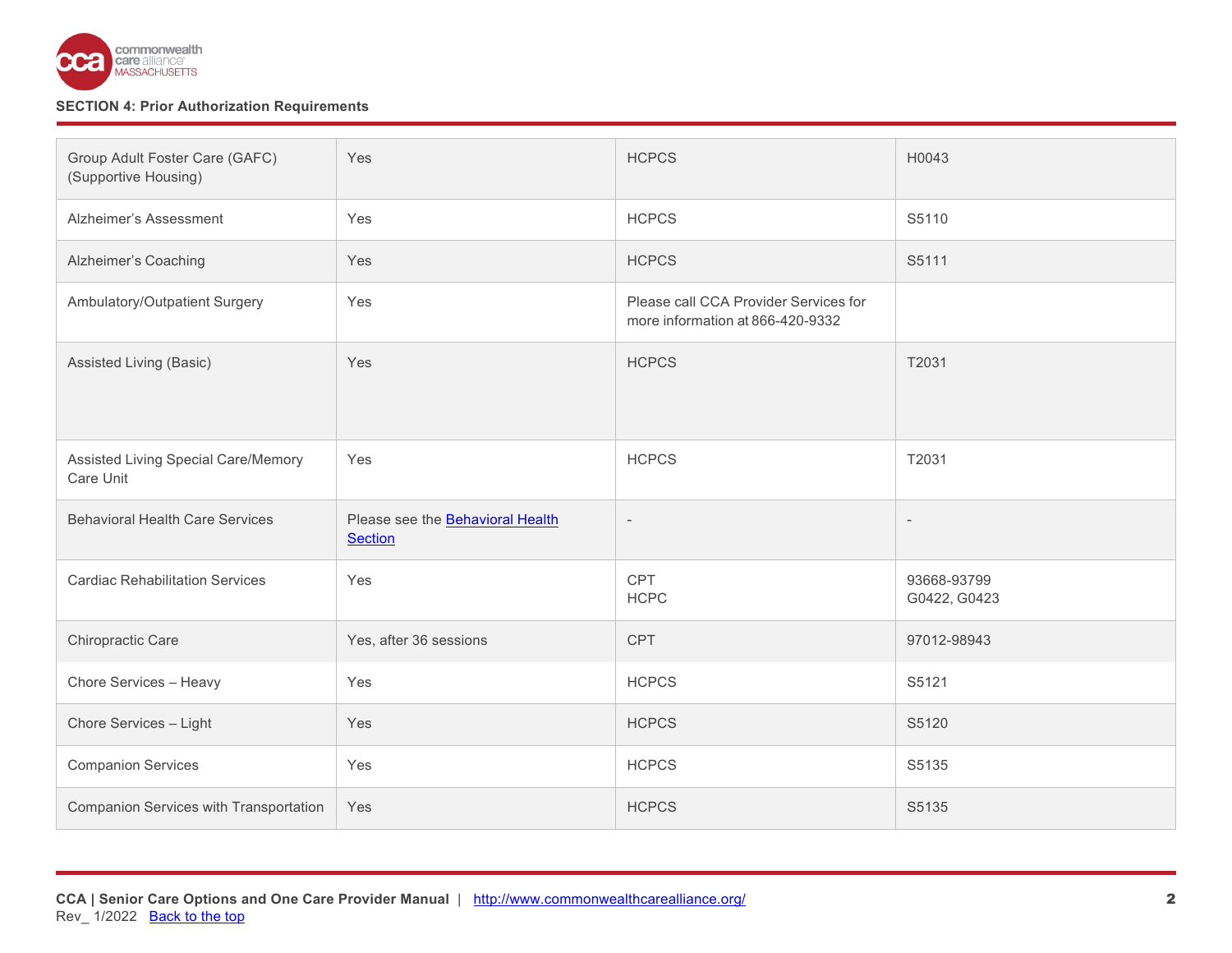## SECTION 4: Prior Authorization Requirements

| | | | |
|---|---|---|---|
| Group Adult Foster Care (GAFC) (Supportive Housing) | Yes | HCPCS | H0043 |
| Alzheimer's Assessment | Yes | HCPCS | S5110 |
| Alzheimer's Coaching | Yes | HCPCS | S5111 |
| Ambulatory/Outpatient Surgery | Yes | Please call CCA Provider Services for more information at 866-420-9332 | |
| Assisted Living (Basic) | Yes | HCPCS | T2031 |
| Assisted Living Special Care/Memory Care Unit | Yes | HCPCS | T2031 |
| Behavioral Health Care Services | Please see the [Behavioral Health Section]() | - | - |
| Cardiac Rehabilitation Services | Yes | CPT<br>HCPC | 93668-93799<br>G0422, G0423 |
| Chiropractic Care | Yes, after 36 sessions | CPT | 97012-98943 |
| Chore Services – Heavy | Yes | HCPCS | S5121 |
| Chore Services – Light | Yes | HCPCS | S5120 |
| Companion Services | Yes | HCPCS | S5135 |
| Companion Services with Transportation | Yes | HCPCS | S5135 |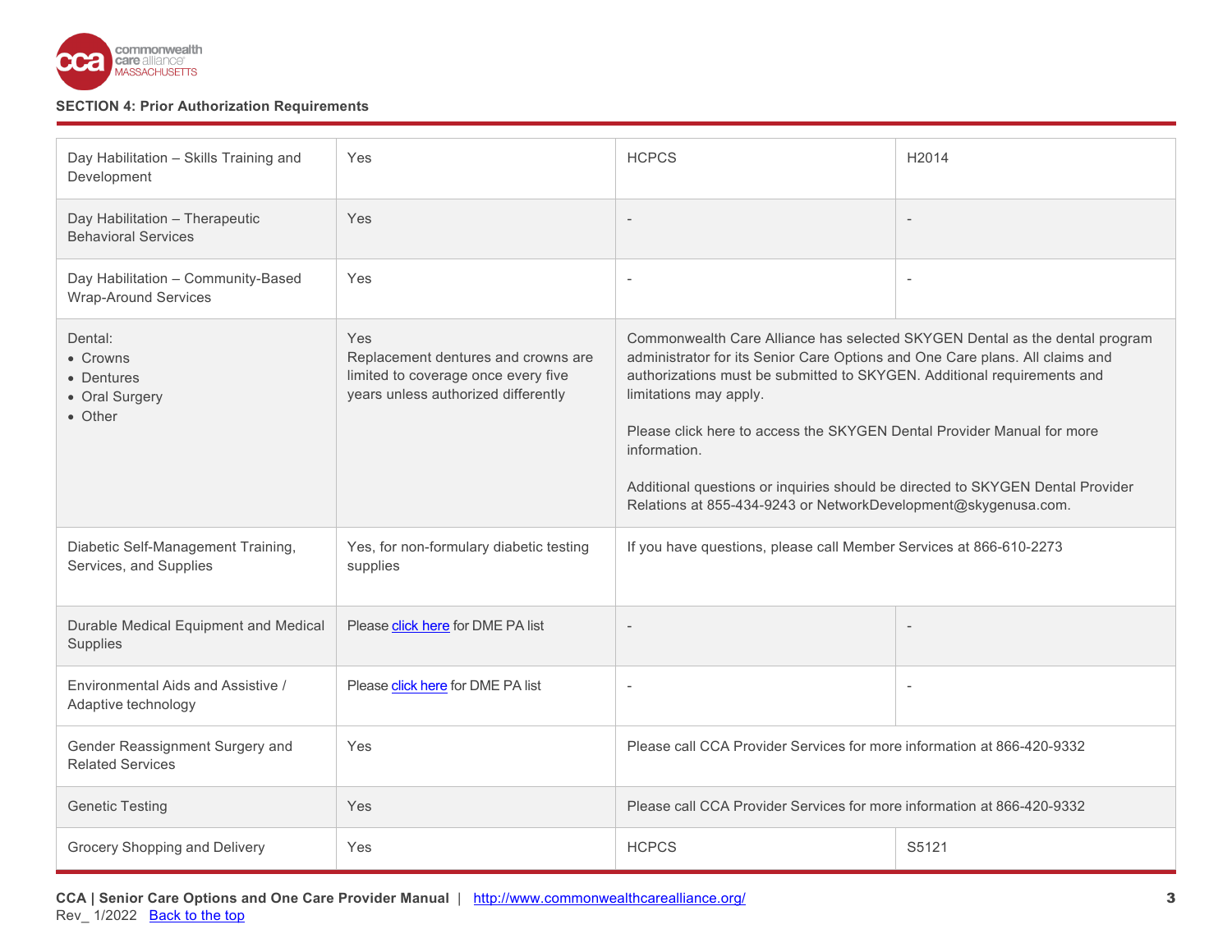## SECTION 4: Prior Authorization Requirements

| | | | |
|---|---|---|---|
| Day Habilitation – Skills Training and Development | Yes | HCPCS | H2014 |
| Day Habilitation – Therapeutic Behavioral Services | Yes | - | - |
| Day Habilitation – Community-Based Wrap-Around Services | Yes | - | - |
| Dental:<br>• Crowns<br>• Dentures<br>• Oral Surgery<br>• Other | Yes<br>Replacement dentures and crowns are limited to coverage once every five years unless authorized differently | Commonwealth Care Alliance has selected SKYGEN Dental as the dental program administrator for its Senior Care Options and One Care plans. All claims and authorizations must be submitted to SKYGEN. Additional requirements and limitations may apply.<br><br>Please click here to access the SKYGEN Dental Provider Manual for more information.<br><br>Additional questions or inquiries should be directed to SKYGEN Dental Provider Relations at 855-434-9243 or NetworkDevelopment@skygenusa.com. | |
| Diabetic Self-Management Training, Services, and Supplies | Yes, for non-formulary diabetic testing supplies | If you have questions, please call Member Services at 866-610-2273 | |
| Durable Medical Equipment and Medical Supplies | Please click here for DME PA list | - | - |
| Environmental Aids and Assistive / Adaptive technology | Please click here for DME PA list | - | - |
| Gender Reassignment Surgery and Related Services | Yes | Please call CCA Provider Services for more information at 866-420-9332 | |
| Genetic Testing | Yes | Please call CCA Provider Services for more information at 866-420-9332 | |
| Grocery Shopping and Delivery | Yes | HCPCS | S5121 |

CCA | Senior Care Options and One Care Provider Manual | http://www.commonwealthcarealliance.org/
Rev_ 1/2022 Back to the top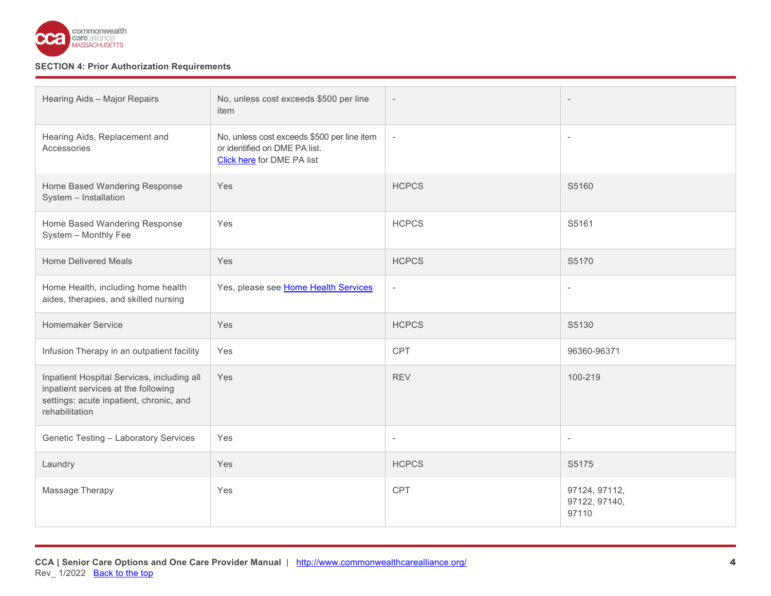## SECTION 4: Prior Authorization Requirements

| | | | |
|---|---|---|---|
| Hearing Aids – Major Repairs | No, unless cost exceeds $500 per line item | - | - |
| Hearing Aids, Replacement and Accessories | No, unless cost exceeds $500 per line item or identified on DME PA list. Click here for DME PA list | - | - |
| Home Based Wandering Response System – Installation | Yes | HCPCS | S5160 |
| Home Based Wandering Response System – Monthly Fee | Yes | HCPCS | S5161 |
| Home Delivered Meals | Yes | HCPCS | S5170 |
| Home Health, including home health aides, therapies, and skilled nursing | Yes, please see Home Health Services | - | - |
| Homemaker Service | Yes | HCPCS | S5130 |
| Infusion Therapy in an outpatient facility | Yes | CPT | 96360-96371 |
| Inpatient Hospital Services, including all inpatient services at the following settings: acute inpatient, chronic, and rehabilitation | Yes | REV | 100-219 |
| Genetic Testing – Laboratory Services | Yes | - | - |
| Laundry | Yes | HCPCS | S5175 |
| Massage Therapy | Yes | CPT | 97124, 97112, 97122, 97140, 97110 |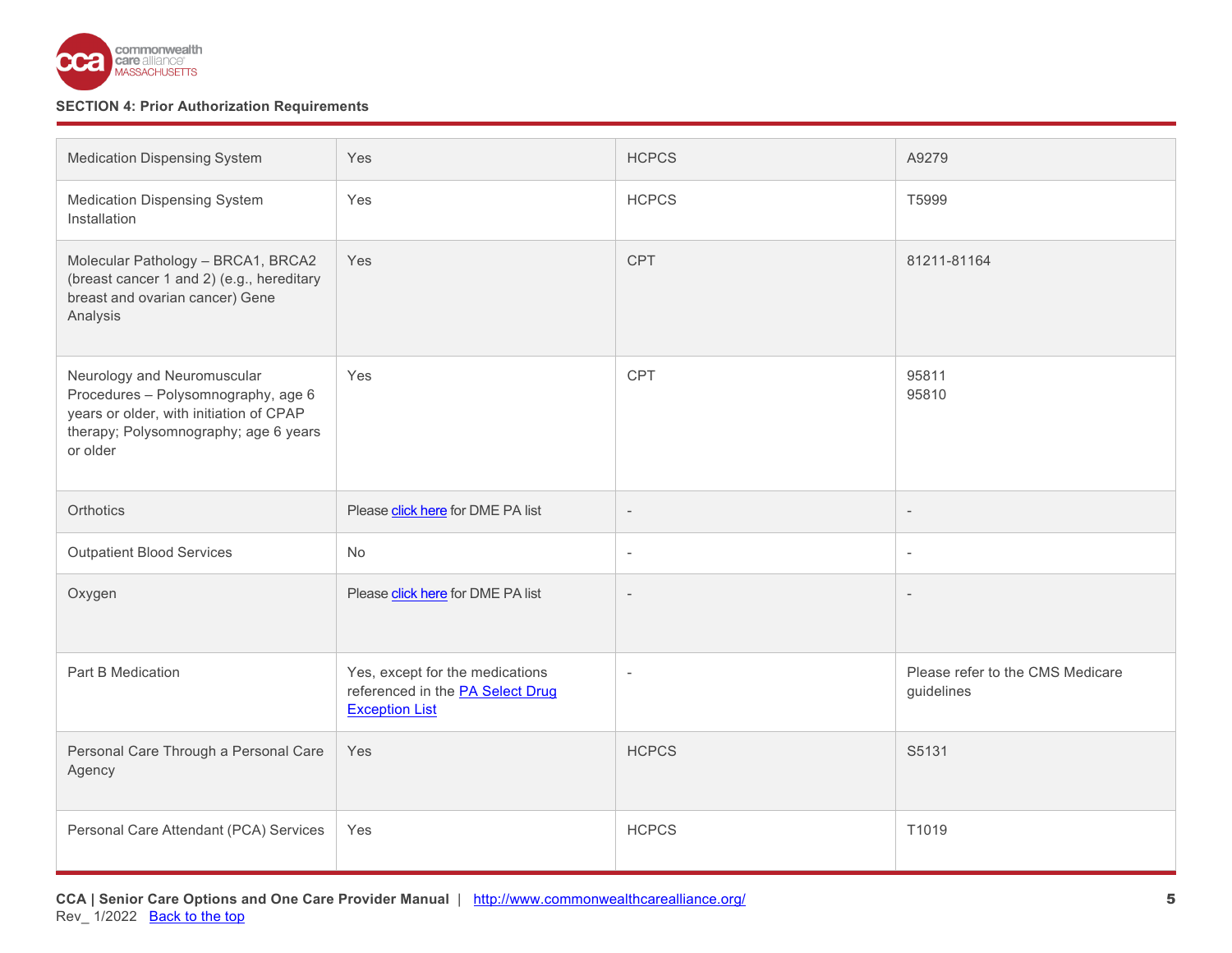**SECTION 4: Prior Authorization Requirements**

| | | | |
|---|---|---|---|
| Medication Dispensing System | Yes | HCPCS | A9279 |
| Medication Dispensing System Installation | Yes | HCPCS | T5999 |
| Molecular Pathology – BRCA1, BRCA2 (breast cancer 1 and 2) (e.g., hereditary breast and ovarian cancer) Gene Analysis | Yes | CPT | 81211-81164 |
| Neurology and Neuromuscular Procedures – Polysomnography, age 6 years or older, with initiation of CPAP therapy; Polysomnography; age 6 years or older | Yes | CPT | 95811<br>95810 |
| Orthotics | Please click here for DME PA list | - | - |
| Outpatient Blood Services | No | - | - |
| Oxygen | Please click here for DME PA list | - | - |
| Part B Medication | Yes, except for the medications referenced in the PA Select Drug Exception List | - | Please refer to the CMS Medicare guidelines |
| Personal Care Through a Personal Care Agency | Yes | HCPCS | S5131 |
| Personal Care Attendant (PCA) Services | Yes | HCPCS | T1019 |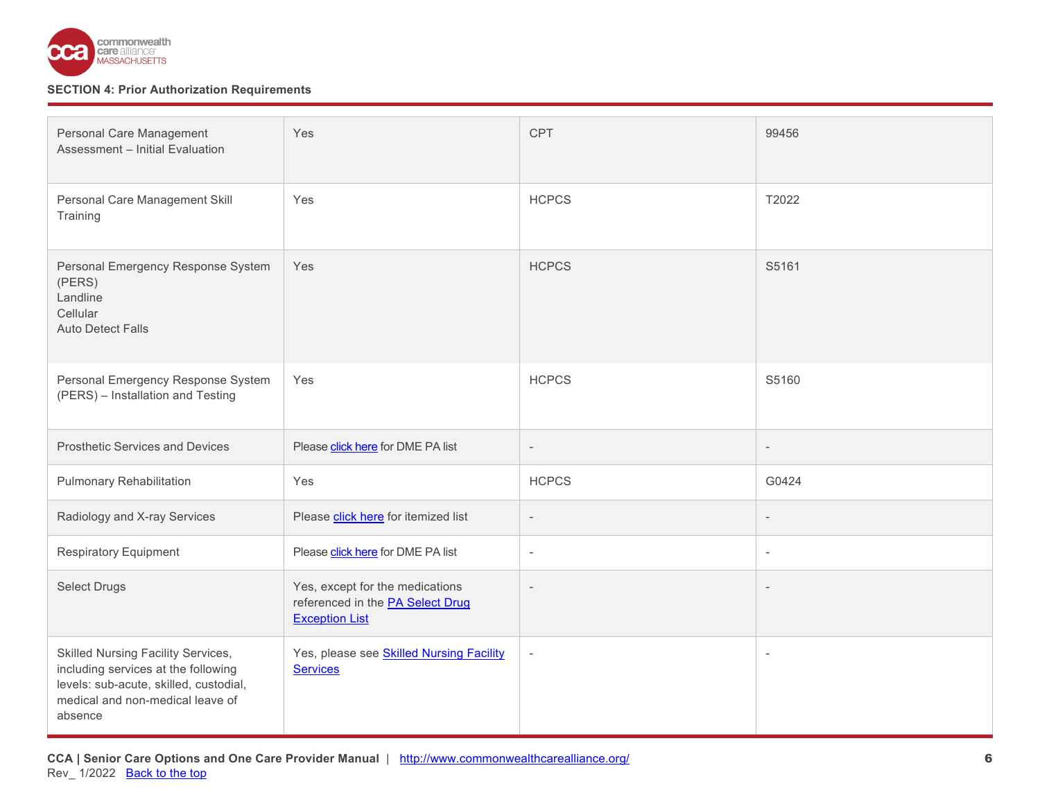## SECTION 4: Prior Authorization Requirements

| | | | |
|---|---|---|---|
| Personal Care Management Assessment – Initial Evaluation | Yes | CPT | 99456 |
| Personal Care Management Skill Training | Yes | HCPCS | T2022 |
| Personal Emergency Response System (PERS)<br>Landline<br>Cellular<br>Auto Detect Falls | Yes | HCPCS | S5161 |
| Personal Emergency Response System (PERS) – Installation and Testing | Yes | HCPCS | S5160 |
| Prosthetic Services and Devices | Please click here for DME PA list | - | - |
| Pulmonary Rehabilitation | Yes | HCPCS | G0424 |
| Radiology and X-ray Services | Please click here for itemized list | - | - |
| Respiratory Equipment | Please click here for DME PA list | - | - |
| Select Drugs | Yes, except for the medications referenced in the PA Select Drug Exception List | - | - |
| Skilled Nursing Facility Services, including services at the following levels: sub-acute, skilled, custodial, medical and non-medical leave of absence | Yes, please see Skilled Nursing Facility Services | - | - |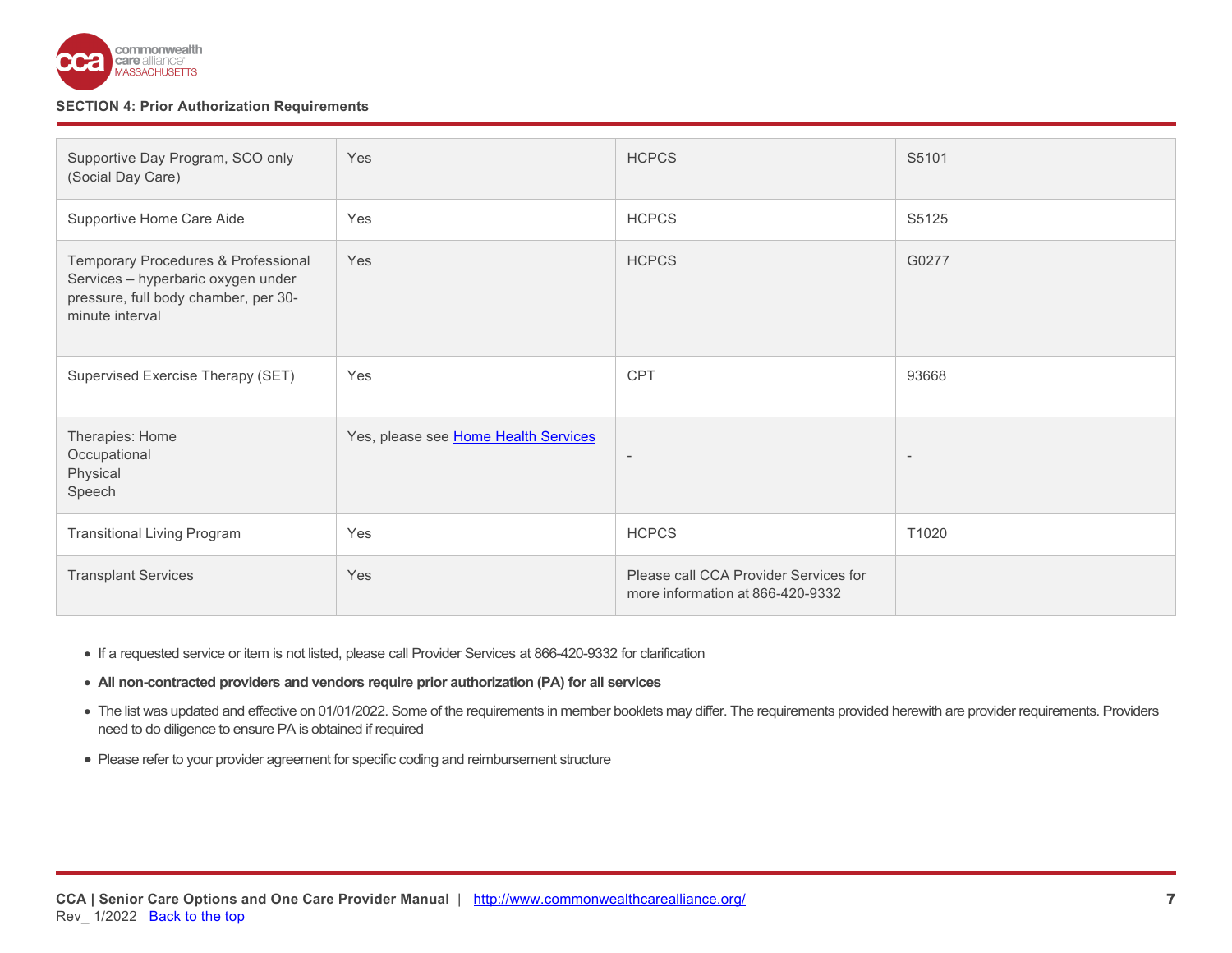| | | | |
|---|---|---|---|
| Supportive Day Program, SCO only (Social Day Care) | Yes | HCPCS | S5101 |
| Supportive Home Care Aide | Yes | HCPCS | S5125 |
| Temporary Procedures & Professional Services – hyperbaric oxygen under pressure, full body chamber, per 30-minute interval | Yes | HCPCS | G0277 |
| Supervised Exercise Therapy (SET) | Yes | CPT | 93668 |
| Therapies: Home<br>Occupational<br>Physical<br>Speech | Yes, please see Home Health Services | - | - |
| Transitional Living Program | Yes | HCPCS | T1020 |
| Transplant Services | Yes | Please call CCA Provider Services for more information at 866-420-9332 | |

- If a requested service or item is not listed, please call Provider Services at 866-420-9332 for clarification
- **All non-contracted providers and vendors require prior authorization (PA) for all services**
- The list was updated and effective on 01/01/2022. Some of the requirements in member booklets may differ. The requirements provided herewith are provider requirements. Providers need to do diligence to ensure PA is obtained if required
- Please refer to your provider agreement for specific coding and reimbursement structure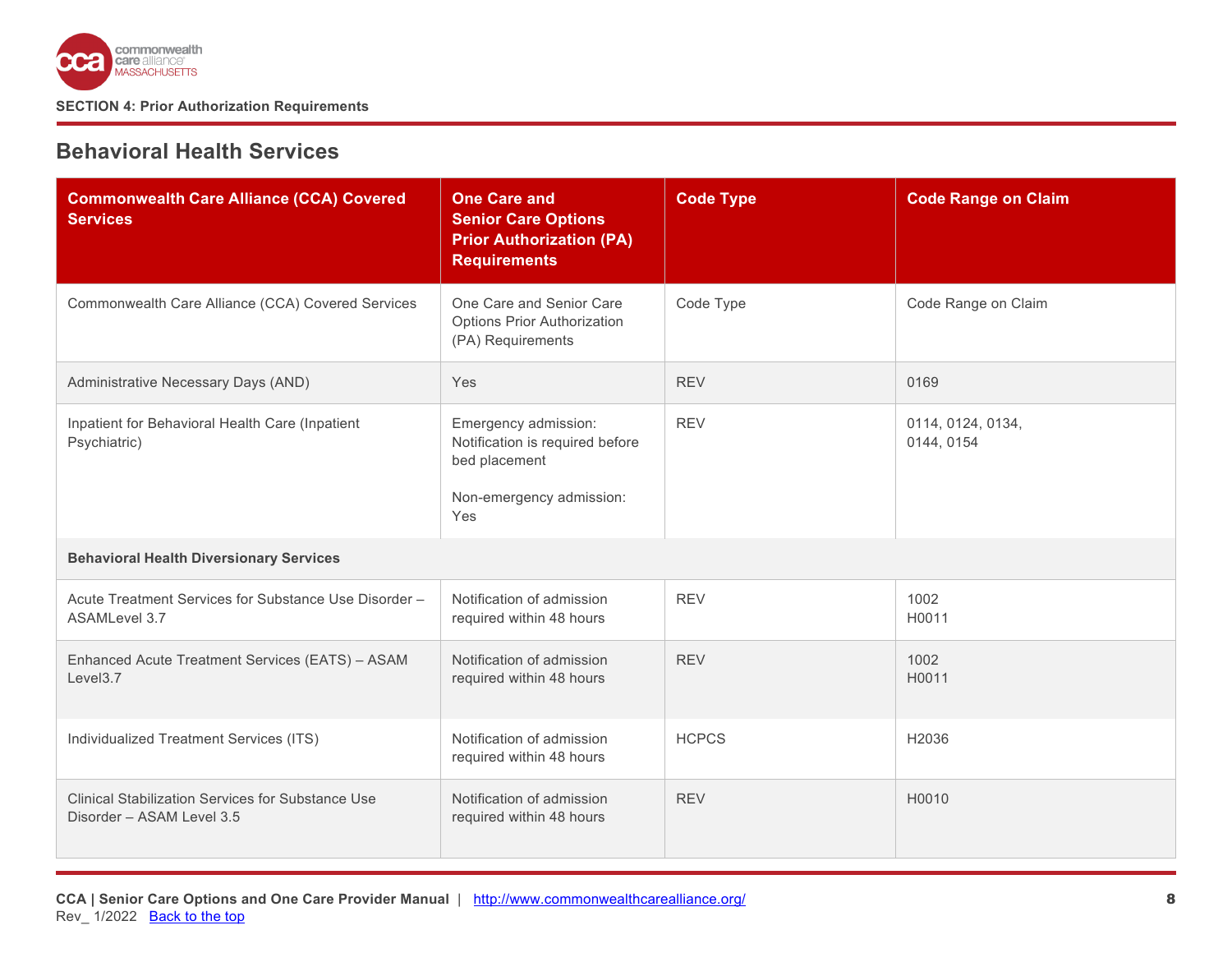SECTION 4: Prior Authorization Requirements

## Behavioral Health Services

| Commonwealth Care Alliance (CCA) Covered Services | One Care and Senior Care Options Prior Authorization (PA) Requirements | Code Type | Code Range on Claim |
|---|---|---|---|
| Commonwealth Care Alliance (CCA) Covered Services | One Care and Senior Care Options Prior Authorization (PA) Requirements | Code Type | Code Range on Claim |
| Administrative Necessary Days (AND) | Yes | REV | 0169 |
| Inpatient for Behavioral Health Care (Inpatient Psychiatric) | Emergency admission: Notification is required before bed placement<br><br>Non-emergency admission: Yes | REV | 0114, 0124, 0134, 0144, 0154 |
| **Behavioral Health Diversionary Services** | | | |
| Acute Treatment Services for Substance Use Disorder – ASAMLevel 3.7 | Notification of admission required within 48 hours | REV | 1002<br>H0011 |
| Enhanced Acute Treatment Services (EATS) – ASAM Level3.7 | Notification of admission required within 48 hours | REV | 1002<br>H0011 |
| Individualized Treatment Services (ITS) | Notification of admission required within 48 hours | HCPCS | H2036 |
| Clinical Stabilization Services for Substance Use Disorder – ASAM Level 3.5 | Notification of admission required within 48 hours | REV | H0010 |

CCA | Senior Care Options and One Care Provider Manual | http://www.commonwealthcarealliance.org/
Rev_ 1/2022 Back to the top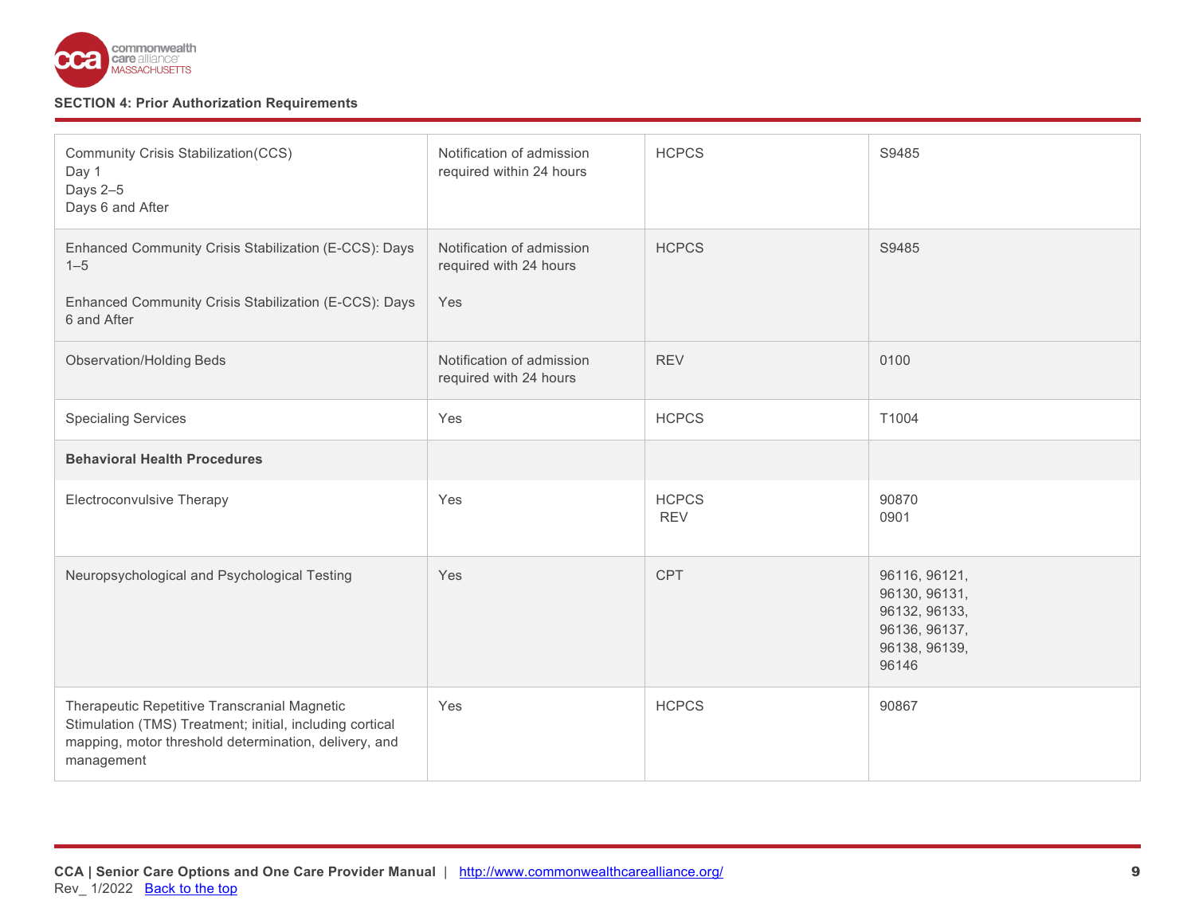## SECTION 4: Prior Authorization Requirements

| | | | |
|---|---|---|---|
| Community Crisis Stabilization(CCS)<br>Day 1<br>Days 2–5<br>Days 6 and After | Notification of admission required within 24 hours | HCPCS | S9485 |
| Enhanced Community Crisis Stabilization (E-CCS): Days 1–5<br><br>Enhanced Community Crisis Stabilization (E-CCS): Days 6 and After | Notification of admission required with 24 hours<br><br>Yes | HCPCS | S9485 |
| Observation/Holding Beds | Notification of admission required with 24 hours | REV | 0100 |
| Specialing Services | Yes | HCPCS | T1004 |
| **Behavioral Health Procedures** | | | |
| Electroconvulsive Therapy | Yes | HCPCS<br>REV | 90870<br>0901 |
| Neuropsychological and Psychological Testing | Yes | CPT | 96116, 96121, 96130, 96131, 96132, 96133, 96136, 96137, 96138, 96139, 96146 |
| Therapeutic Repetitive Transcranial Magnetic Stimulation (TMS) Treatment; initial, including cortical mapping, motor threshold determination, delivery, and management | Yes | HCPCS | 90867 |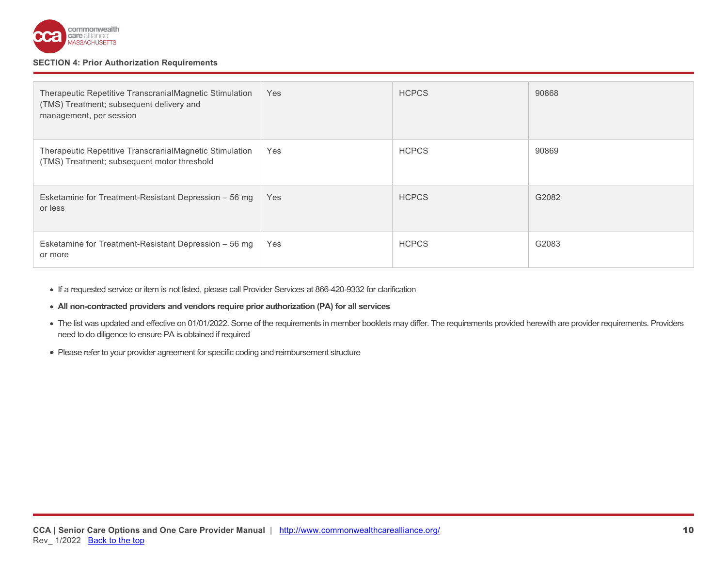**SECTION 4: Prior Authorization Requirements**

| | | | |
|---|---|---|---|
| Therapeutic Repetitive TranscranialMagnetic Stimulation (TMS) Treatment; subsequent delivery and management, per session | Yes | HCPCS | 90868 |
| Therapeutic Repetitive TranscranialMagnetic Stimulation (TMS) Treatment; subsequent motor threshold | Yes | HCPCS | 90869 |
| Esketamine for Treatment-Resistant Depression – 56 mg or less | Yes | HCPCS | G2082 |
| Esketamine for Treatment-Resistant Depression – 56 mg or more | Yes | HCPCS | G2083 |

- If a requested service or item is not listed, please call Provider Services at 866-420-9332 for clarification
- **All non-contracted providers and vendors require prior authorization (PA) for all services**
- The list was updated and effective on 01/01/2022. Some of the requirements in member booklets may differ. The requirements provided herewith are provider requirements. Providers need to do diligence to ensure PA is obtained if required
- Please refer to your provider agreement for specific coding and reimbursement structure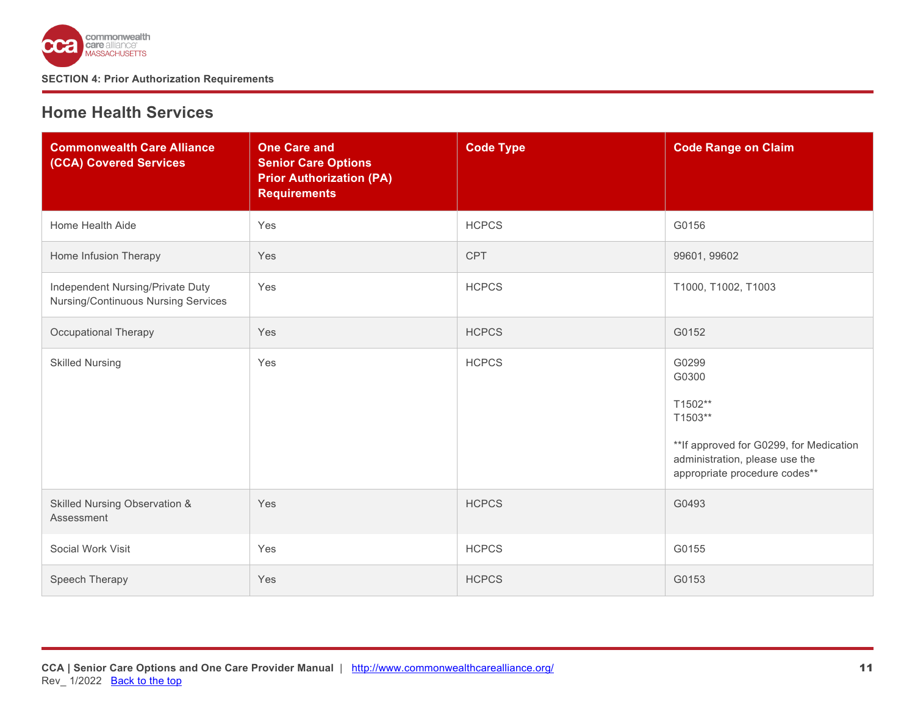SECTION 4: Prior Authorization Requirements

## Home Health Services

| Commonwealth Care Alliance (CCA) Covered Services | One Care and Senior Care Options Prior Authorization (PA) Requirements | Code Type | Code Range on Claim |
|---|---|---|---|
| Home Health Aide | Yes | HCPCS | G0156 |
| Home Infusion Therapy | Yes | CPT | 99601, 99602 |
| Independent Nursing/Private Duty Nursing/Continuous Nursing Services | Yes | HCPCS | T1000, T1002, T1003 |
| Occupational Therapy | Yes | HCPCS | G0152 |
| Skilled Nursing | Yes | HCPCS | G0299<br>G0300<br><br>T1502**<br>T1503**<br><br>**If approved for G0299, for Medication administration, please use the appropriate procedure codes** |
| Skilled Nursing Observation & Assessment | Yes | HCPCS | G0493 |
| Social Work Visit | Yes | HCPCS | G0155 |
| Speech Therapy | Yes | HCPCS | G0153 |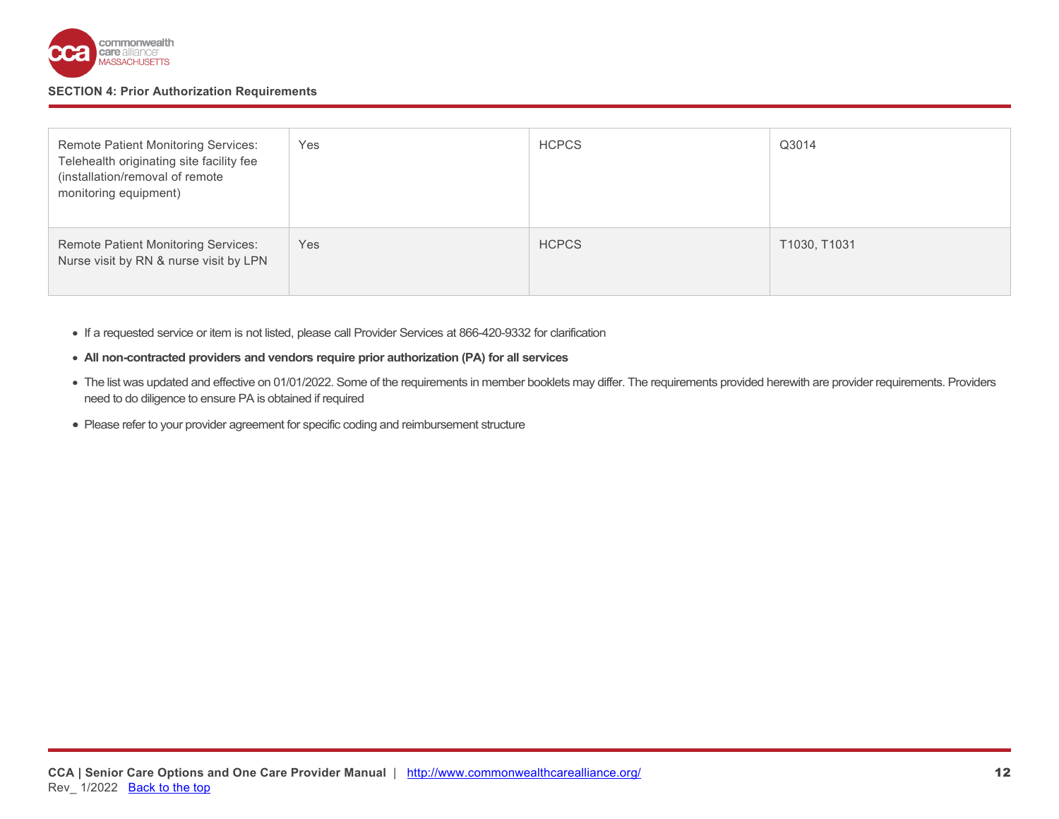| | | | |
|---|---|---|---|
| Remote Patient Monitoring Services: Telehealth originating site facility fee (installation/removal of remote monitoring equipment) | Yes | HCPCS | Q3014 |
| Remote Patient Monitoring Services: Nurse visit by RN & nurse visit by LPN | Yes | HCPCS | T1030, T1031 |

- If a requested service or item is not listed, please call Provider Services at 866-420-9332 for clarification
- **All non-contracted providers and vendors require prior authorization (PA) for all services**
- The list was updated and effective on 01/01/2022. Some of the requirements in member booklets may differ. The requirements provided herewith are provider requirements. Providers need to do diligence to ensure PA is obtained if required
- Please refer to your provider agreement for specific coding and reimbursement structure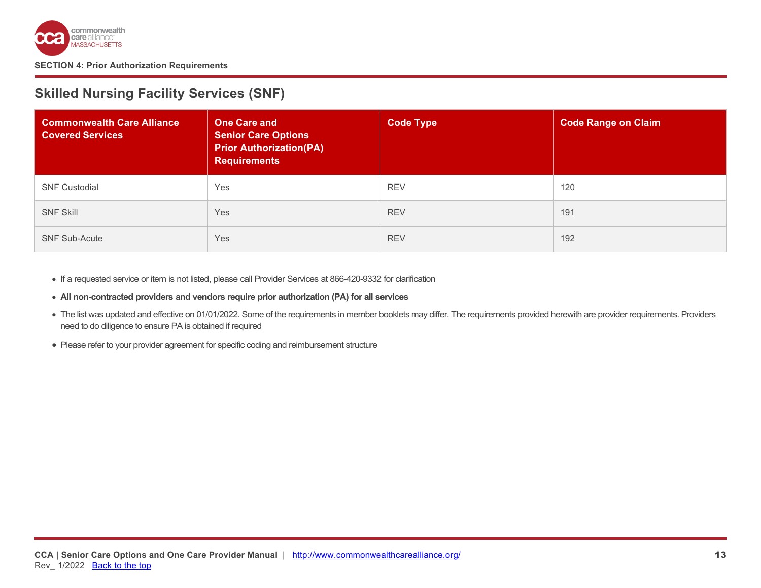SECTION 4: Prior Authorization Requirements

## Skilled Nursing Facility Services (SNF)

| Commonwealth Care Alliance Covered Services | One Care and Senior Care Options Prior Authorization(PA) Requirements | Code Type | Code Range on Claim |
|---|---|---|---|
| SNF Custodial | Yes | REV | 120 |
| SNF Skill | Yes | REV | 191 |
| SNF Sub-Acute | Yes | REV | 192 |

- If a requested service or item is not listed, please call Provider Services at 866-420-9332 for clarification
- **All non-contracted providers and vendors require prior authorization (PA) for all services**
- The list was updated and effective on 01/01/2022. Some of the requirements in member booklets may differ. The requirements provided herewith are provider requirements. Providers need to do diligence to ensure PA is obtained if required
- Please refer to your provider agreement for specific coding and reimbursement structure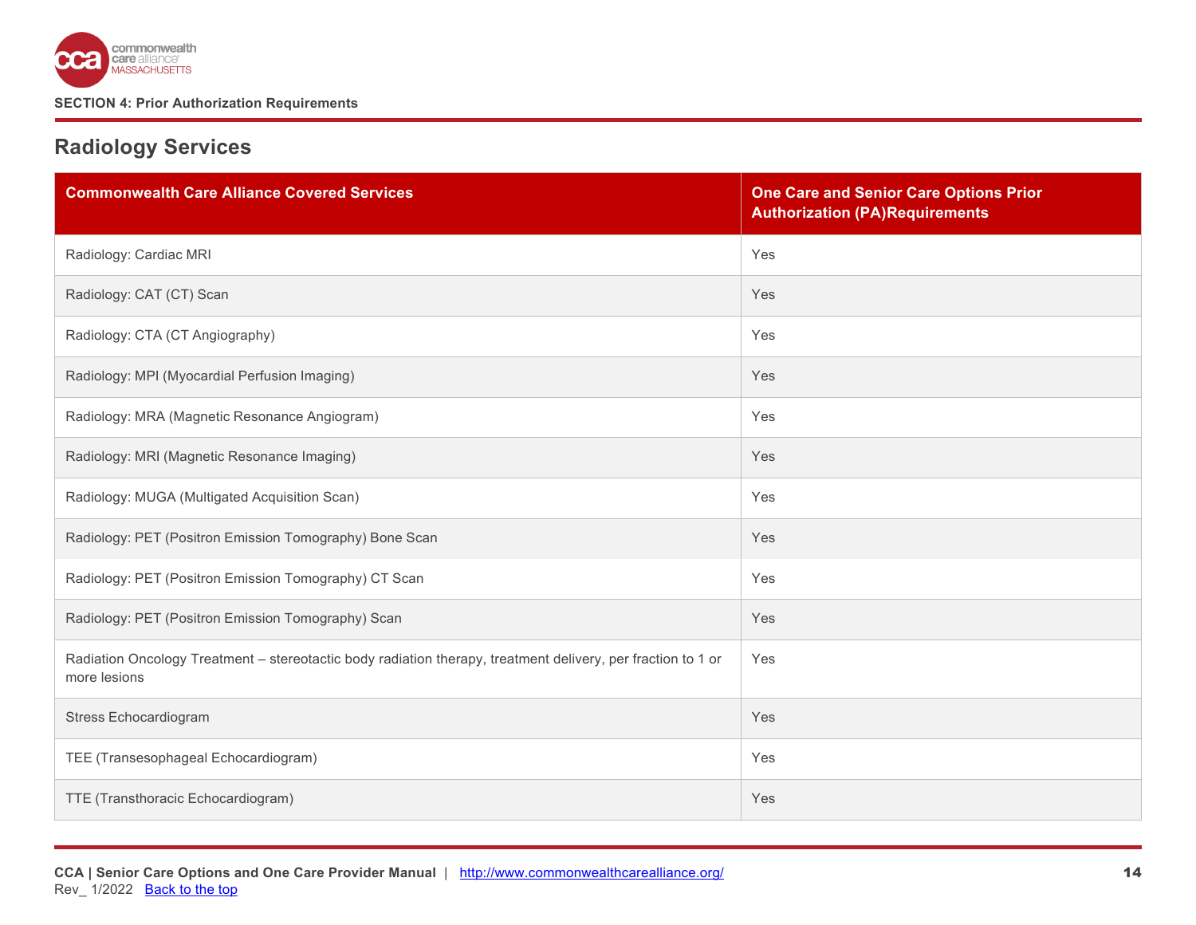SECTION 4: Prior Authorization Requirements

## Radiology Services

| Commonwealth Care Alliance Covered Services | One Care and Senior Care Options Prior Authorization (PA)Requirements |
|---|---|
| Radiology: Cardiac MRI | Yes |
| Radiology: CAT (CT) Scan | Yes |
| Radiology: CTA (CT Angiography) | Yes |
| Radiology: MPI (Myocardial Perfusion Imaging) | Yes |
| Radiology: MRA (Magnetic Resonance Angiogram) | Yes |
| Radiology: MRI (Magnetic Resonance Imaging) | Yes |
| Radiology: MUGA (Multigated Acquisition Scan) | Yes |
| Radiology: PET (Positron Emission Tomography) Bone Scan | Yes |
| Radiology: PET (Positron Emission Tomography) CT Scan | Yes |
| Radiology: PET (Positron Emission Tomography) Scan | Yes |
| Radiation Oncology Treatment – stereotactic body radiation therapy, treatment delivery, per fraction to 1 or more lesions | Yes |
| Stress Echocardiogram | Yes |
| TEE (Transesophageal Echocardiogram) | Yes |
| TTE (Transthoracic Echocardiogram) | Yes |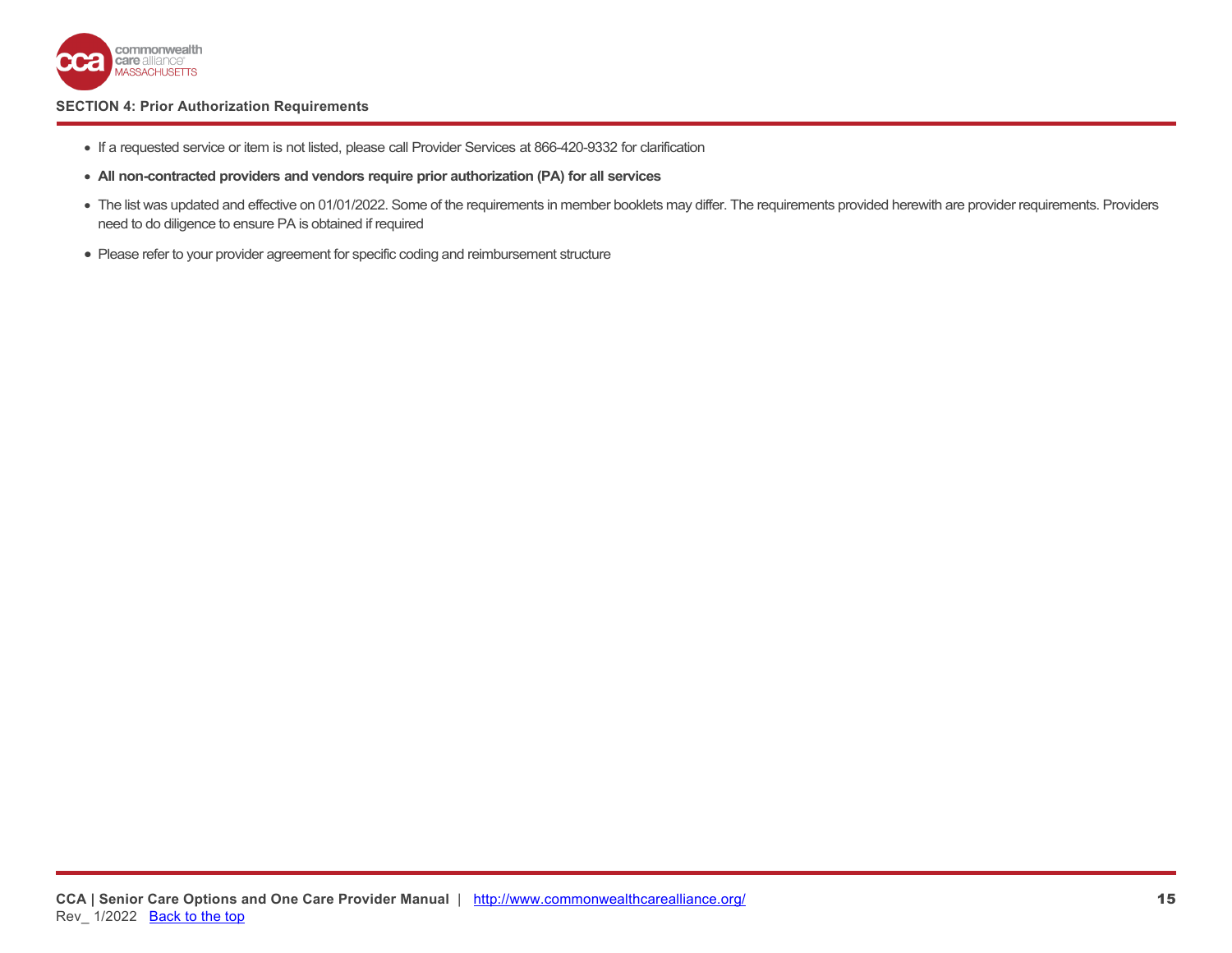- If a requested service or item is not listed, please call Provider Services at 866-420-9332 for clarification
- **All non-contracted providers and vendors require prior authorization (PA) for all services**
- The list was updated and effective on 01/01/2022. Some of the requirements in member booklets may differ. The requirements provided herewith are provider requirements. Providers need to do diligence to ensure PA is obtained if required
- Please refer to your provider agreement for specific coding and reimbursement structure